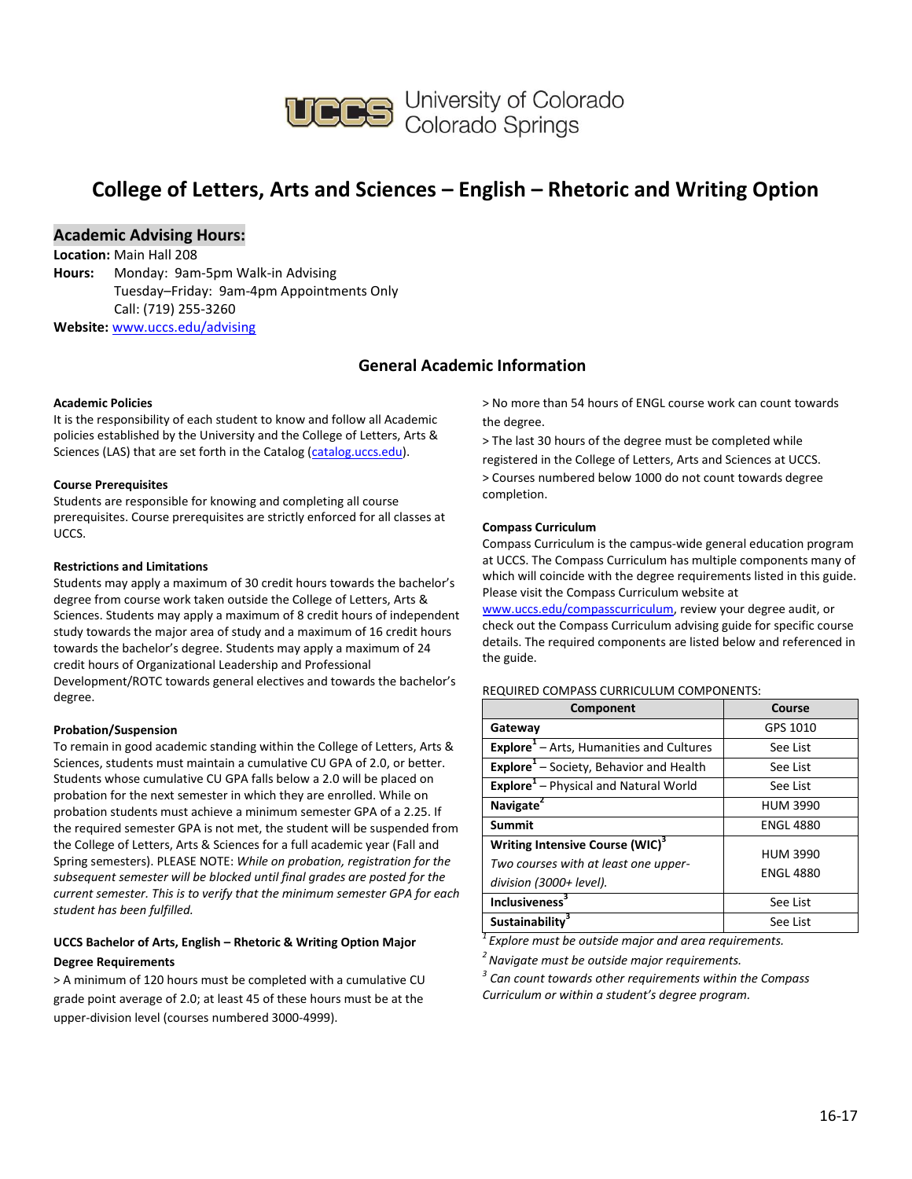University of Colorado Colorado Springs

# College of Letters, Arts and Sciences – English – Rhetoric and Writing Option

## Academic Advising Hours:

**Location:** Main Hall 208
**Hours:** Monday: 9am-5pm Walk-in Advising
Tuesday–Friday: 9am-4pm Appointments Only
Call: (719) 255-3260
**Website:** [www.uccs.edu/advising](www.uccs.edu/advising)

## General Academic Information

**Academic Policies**

It is the responsibility of each student to know and follow all Academic policies established by the University and the College of Letters, Arts & Sciences (LAS) that are set forth in the Catalog ([catalog.uccs.edu](catalog.uccs.edu)).

**Course Prerequisites**

Students are responsible for knowing and completing all course prerequisites. Course prerequisites are strictly enforced for all classes at UCCS.

**Restrictions and Limitations**

Students may apply a maximum of 30 credit hours towards the bachelor's degree from course work taken outside the College of Letters, Arts & Sciences. Students may apply a maximum of 8 credit hours of independent study towards the major area of study and a maximum of 16 credit hours towards the bachelor's degree. Students may apply a maximum of 24 credit hours of Organizational Leadership and Professional Development/ROTC towards general electives and towards the bachelor's degree.

**Probation/Suspension**

To remain in good academic standing within the College of Letters, Arts & Sciences, students must maintain a cumulative CU GPA of 2.0, or better. Students whose cumulative CU GPA falls below a 2.0 will be placed on probation for the next semester in which they are enrolled. While on probation students must achieve a minimum semester GPA of a 2.25. If the required semester GPA is not met, the student will be suspended from the College of Letters, Arts & Sciences for a full academic year (Fall and Spring semesters). PLEASE NOTE: *While on probation, registration for the subsequent semester will be blocked until final grades are posted for the current semester. This is to verify that the minimum semester GPA for each student has been fulfilled.*

**UCCS Bachelor of Arts, English – Rhetoric & Writing Option Major Degree Requirements**

> A minimum of 120 hours must be completed with a cumulative CU grade point average of 2.0; at least 45 of these hours must be at the upper-division level (courses numbered 3000-4999).

> No more than 54 hours of ENGL course work can count towards the degree.

> The last 30 hours of the degree must be completed while registered in the College of Letters, Arts and Sciences at UCCS.

> Courses numbered below 1000 do not count towards degree completion.

**Compass Curriculum**

Compass Curriculum is the campus-wide general education program at UCCS. The Compass Curriculum has multiple components many of which will coincide with the degree requirements listed in this guide. Please visit the Compass Curriculum website at [www.uccs.edu/compasscurriculum](www.uccs.edu/compasscurriculum), review your degree audit, or check out the Compass Curriculum advising guide for specific course details. The required components are listed below and referenced in the guide.

REQUIRED COMPASS CURRICULUM COMPONENTS:

| Component | Course |
|---|---|
| **Gateway** | GPS 1010 |
| **Explore**[1] – Arts, Humanities and Cultures | See List |
| **Explore**[1] – Society, Behavior and Health | See List |
| **Explore**[1] – Physical and Natural World | See List |
| **Navigate**[2] | HUM 3990 |
| **Summit** | ENGL 4880 |
| **Writing Intensive Course (WIC)**[3] *Two courses with at least one upper-division (3000+ level).* | HUM 3990 ENGL 4880 |
| **Inclusiveness**[3] | See List |
| **Sustainability**[3] | See List |

[1] *Explore must be outside major and area requirements.*

[2] *Navigate must be outside major requirements.*

[3] *Can count towards other requirements within the Compass Curriculum or within a student's degree program.*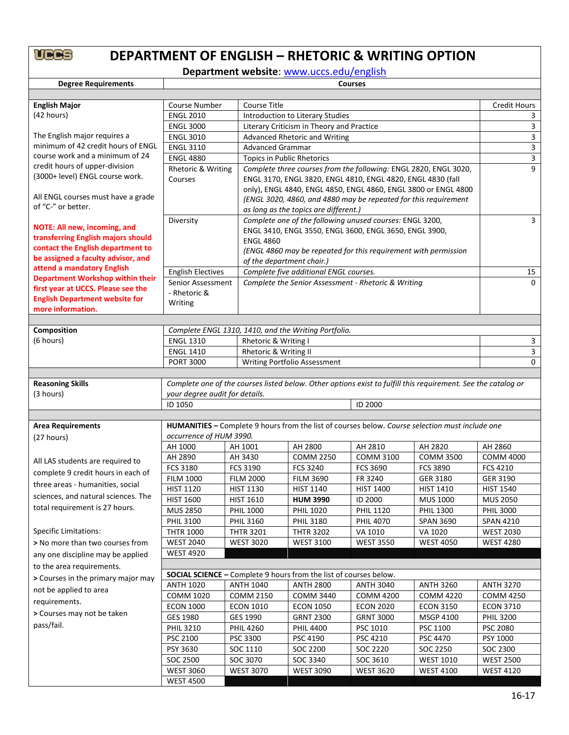# DEPARTMENT OF ENGLISH – RHETORIC & WRITING OPTION

**Department website**: www.uccs.edu/english

| Degree Requirements | Courses | | |
|---|---|---|---|
| **English Major** (42 hours) | Course Number | Course Title | Credit Hours |
| The English major requires a minimum of 42 credit hours of ENGL course work and a minimum of 24 credit hours of upper-division (3000+ level) ENGL course work. | ENGL 2010 | Introduction to Literary Studies | 3 |
| All ENGL courses must have a grade of "C-" or better. | ENGL 3000 | Literary Criticism in Theory and Practice | 3 |
| **NOTE: All new, incoming, and transferring English majors should contact the English department to be assigned a faculty advisor, and attend a mandatory English Department Workshop within their first year at UCCS. Please see the English Department website for more information.** | ENGL 3010 | Advanced Rhetoric and Writing | 3 |
| | ENGL 3110 | Advanced Grammar | 3 |
| | ENGL 4880 | Topics in Public Rhetorics | 3 |
| | Rhetoric & Writing Courses | *Complete three courses from the following:* ENGL 2820, ENGL 3020, ENGL 3170, ENGL 3820, ENGL 4810, ENGL 4820, ENGL 4830 (fall only), ENGL 4840, ENGL 4850, ENGL 4860, ENGL 3800 or ENGL 4800 *(ENGL 3020, 4860, and 4880 may be repeated for this requirement as long as the topics are different.)* | 9 |
| | Diversity | *Complete one of the following unused courses:* ENGL 3200, ENGL 3410, ENGL 3550, ENGL 3600, ENGL 3650, ENGL 3900, ENGL 4860 *(ENGL 4860 may be repeated for this requirement with permission of the department chair.)* | 3 |
| | English Electives | *Complete five additional ENGL courses.* | 15 |
| | Senior Assessment - Rhetoric & Writing | *Complete the Senior Assessment - Rhetoric & Writing* | 0 |

| | | | |
|---|---|---|---|
| **Composition** (6 hours) | *Complete ENGL 1310, 1410, and the Writing Portfolio.* | | |
| | ENGL 1310 | Rhetoric & Writing I | 3 |
| | ENGL 1410 | Rhetoric & Writing II | 3 |
| | PORT 3000 | Writing Portfolio Assessment | 0 |

| | | |
|---|---|---|
| **Reasoning Skills** (3 hours) | *Complete one of the courses listed below. Other options exist to fulfill this requirement. See the catalog or your degree audit for details.* | |
| | ID 1050 | ID 2000 |

**Area Requirements** (27 hours)

All LAS students are required to complete 9 credit hours in each of three areas - humanities, social sciences, and natural sciences. The total requirement is 27 hours.

Specific Limitations:
> No more than two courses from any one discipline may be applied to the area requirements.
> Courses in the primary major may not be applied to area requirements.
> Courses may not be taken pass/fail.

**HUMANITIES –** Complete 9 hours from the list of courses below. *Course selection must include one occurrence of HUM 3990.*

| | | | | | |
|---|---|---|---|---|---|
| AH 1000 | AH 1001 | AH 2800 | AH 2810 | AH 2820 | AH 2860 |
| AH 2890 | AH 3430 | COMM 2250 | COMM 3100 | COMM 3500 | COMM 4000 |
| FCS 3180 | FCS 3190 | FCS 3240 | FCS 3690 | FCS 3890 | FCS 4210 |
| FILM 1000 | FILM 2000 | FILM 3690 | FR 3240 | GER 3180 | GER 3190 |
| HIST 1120 | HIST 1130 | HIST 1140 | HIST 1400 | HIST 1410 | HIST 1540 |
| HIST 1600 | HIST 1610 | **HUM 3990** | ID 2000 | MUS 1000 | MUS 2050 |
| MUS 2850 | PHIL 1000 | PHIL 1020 | PHIL 1120 | PHIL 1300 | PHIL 3000 |
| PHIL 3100 | PHIL 3160 | PHIL 3180 | PHIL 4070 | SPAN 3690 | SPAN 4210 |
| THTR 1000 | THTR 3201 | THTR 3202 | VA 1010 | VA 1020 | WEST 2030 |
| WEST 2040 | WEST 3020 | WEST 3100 | WEST 3550 | WEST 4050 | WEST 4280 |
| WEST 4920 | | | | | |

**SOCIAL SCIENCE –** Complete 9 hours from the list of courses below.

| | | | | | |
|---|---|---|---|---|---|
| ANTH 1020 | ANTH 1040 | ANTH 2800 | ANTH 3040 | ANTH 3260 | ANTH 3270 |
| COMM 1020 | COMM 2150 | COMM 3440 | COMM 4200 | COMM 4220 | COMM 4250 |
| ECON 1000 | ECON 1010 | ECON 1050 | ECON 2020 | ECON 3150 | ECON 3710 |
| GES 1980 | GES 1990 | GRNT 2300 | GRNT 3000 | MSGP 4100 | PHIL 3200 |
| PHIL 3210 | PHIL 4260 | PHIL 4400 | PSC 1010 | PSC 1100 | PSC 2080 |
| PSC 2100 | PSC 3300 | PSC 4190 | PSC 4210 | PSC 4470 | PSY 1000 |
| PSY 3630 | SOC 1110 | SOC 2200 | SOC 2220 | SOC 2250 | SOC 2300 |
| SOC 2500 | SOC 3070 | SOC 3340 | SOC 3610 | WEST 1010 | WEST 2500 |
| WEST 3060 | WEST 3070 | WEST 3090 | WEST 3620 | WEST 4100 | WEST 4120 |
| WEST 4500 | | | | | |

16-17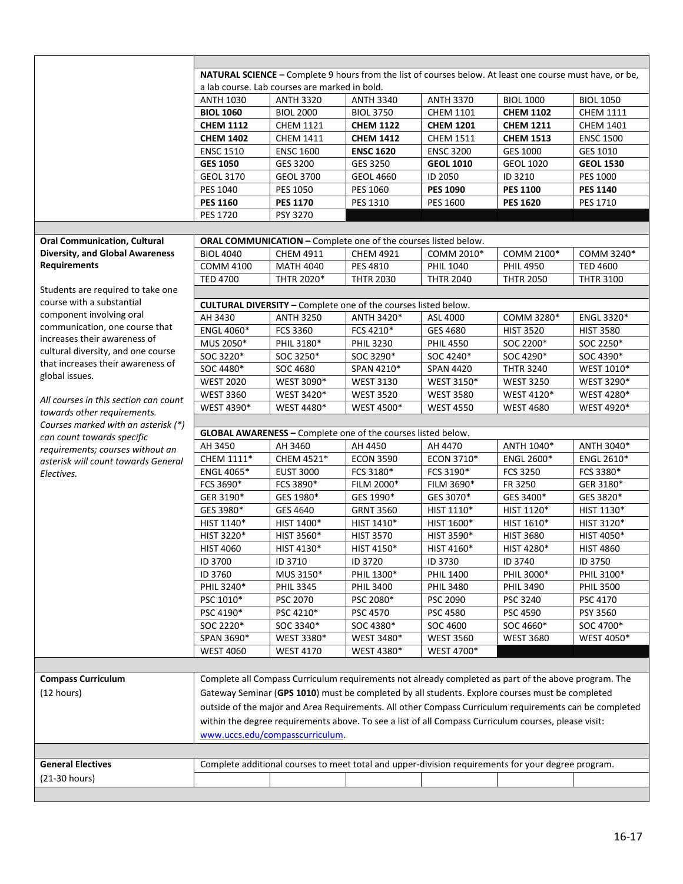**NATURAL SCIENCE –** Complete 9 hours from the list of courses below. At least one course must have, or be, a lab course. Lab courses are marked in bold.

| | | | | | |
|---|---|---|---|---|---|
| ANTH 1030 | ANTH 3320 | ANTH 3340 | ANTH 3370 | BIOL 1000 | BIOL 1050 |
| **BIOL 1060** | BIOL 2000 | BIOL 3750 | CHEM 1101 | **CHEM 1102** | CHEM 1111 |
| **CHEM 1112** | CHEM 1121 | **CHEM 1122** | **CHEM 1201** | **CHEM 1211** | CHEM 1401 |
| **CHEM 1402** | CHEM 1411 | **CHEM 1412** | CHEM 1511 | **CHEM 1513** | ENSC 1500 |
| ENSC 1510 | ENSC 1600 | **ENSC 1620** | ENSC 3200 | GES 1000 | GES 1010 |
| **GES 1050** | GES 3200 | GES 3250 | **GEOL 1010** | GEOL 1020 | **GEOL 1530** |
| GEOL 3170 | GEOL 3700 | GEOL 4660 | ID 2050 | ID 3210 | PES 1000 |
| PES 1040 | PES 1050 | PES 1060 | **PES 1090** | **PES 1100** | **PES 1140** |
| **PES 1160** | **PES 1170** | PES 1310 | PES 1600 | **PES 1620** | PES 1710 |
| PES 1720 | PSY 3270 | | | | |

## Oral Communication, Cultural Diversity, and Global Awareness Requirements

Students are required to take one course with a substantial component involving oral communication, one course that increases their awareness of cultural diversity, and one course that increases their awareness of global issues.

*All courses in this section can count towards other requirements. Courses marked with an asterisk (*) can count towards specific requirements; courses without an asterisk will count towards General Electives.*

**ORAL COMMUNICATION –** Complete one of the courses listed below.

| | | | | | |
|---|---|---|---|---|---|
| BIOL 4040 | CHEM 4911 | CHEM 4921 | COMM 2010* | COMM 2100* | COMM 3240* |
| COMM 4100 | MATH 4040 | PES 4810 | PHIL 1040 | PHIL 4950 | TED 4600 |
| TED 4700 | THTR 2020* | THTR 2030 | THTR 2040 | THTR 2050 | THTR 3100 |

**CULTURAL DIVERSITY –** Complete one of the courses listed below.

| | | | | | |
|---|---|---|---|---|---|
| AH 3430 | ANTH 3250 | ANTH 3420* | ASL 4000 | COMM 3280* | ENGL 3320* |
| ENGL 4060* | FCS 3360 | FCS 4210* | GES 4680 | HIST 3520 | HIST 3580 |
| MUS 2050* | PHIL 3180* | PHIL 3230 | PHIL 4550 | SOC 2200* | SOC 2250* |
| SOC 3220* | SOC 3250* | SOC 3290* | SOC 4240* | SOC 4290* | SOC 4390* |
| SOC 4480* | SOC 4680 | SPAN 4210* | SPAN 4420 | THTR 3240 | WEST 1010* |
| WEST 2020 | WEST 3090* | WEST 3130 | WEST 3150* | WEST 3250 | WEST 3290* |
| WEST 3360 | WEST 3420* | WEST 3520 | WEST 3580 | WEST 4120* | WEST 4280* |
| WEST 4390* | WEST 4480* | WEST 4500* | WEST 4550 | WEST 4680 | WEST 4920* |

**GLOBAL AWARENESS –** Complete one of the courses listed below.

| | | | | | |
|---|---|---|---|---|---|
| AH 3450 | AH 3460 | AH 4450 | AH 4470 | ANTH 1040* | ANTH 3040* |
| CHEM 1111* | CHEM 4521* | ECON 3590 | ECON 3710* | ENGL 2600* | ENGL 2610* |
| ENGL 4065* | EUST 3000 | FCS 3180* | FCS 3190* | FCS 3250 | FCS 3380* |
| FCS 3690* | FCS 3890* | FILM 2000* | FILM 3690* | FR 3250 | GER 3180* |
| GER 3190* | GES 1980* | GES 1990* | GES 3070* | GES 3400* | GES 3820* |
| GES 3980* | GES 4640 | GRNT 3560 | HIST 1110* | HIST 1120* | HIST 1130* |
| HIST 1140* | HIST 1400* | HIST 1410* | HIST 1600* | HIST 1610* | HIST 3120* |
| HIST 3220* | HIST 3560* | HIST 3570 | HIST 3590* | HIST 3680 | HIST 4050* |
| HIST 4060 | HIST 4130* | HIST 4150* | HIST 4160* | HIST 4280* | HIST 4860 |
| ID 3700 | ID 3710 | ID 3720 | ID 3730 | ID 3740 | ID 3750 |
| ID 3760 | MUS 3150* | PHIL 1300* | PHIL 1400 | PHIL 3000* | PHIL 3100* |
| PHIL 3240* | PHIL 3345 | PHIL 3400 | PHIL 3480 | PHIL 3490 | PHIL 3500 |
| PSC 1010* | PSC 2070 | PSC 2080* | PSC 2090 | PSC 3240 | PSC 4170 |
| PSC 4190* | PSC 4210* | PSC 4570 | PSC 4580 | PSC 4590 | PSY 3560 |
| SOC 2220* | SOC 3340* | SOC 4380* | SOC 4600 | SOC 4660* | SOC 4700* |
| SPAN 3690* | WEST 3380* | WEST 3480* | WEST 3560 | WEST 3680 | WEST 4050* |
| WEST 4060 | WEST 4170 | WEST 4380* | WEST 4700* | | |

## Compass Curriculum

(12 hours)

Complete all Compass Curriculum requirements not already completed as part of the above program. The Gateway Seminar (**GPS 1010**) must be completed by all students. Explore courses must be completed outside of the major and Area Requirements. All other Compass Curriculum requirements can be completed within the degree requirements above. To see a list of all Compass Curriculum courses, please visit: www.uccs.edu/compasscurriculum.

## General Electives

(21-30 hours)

Complete additional courses to meet total and upper-division requirements for your degree program.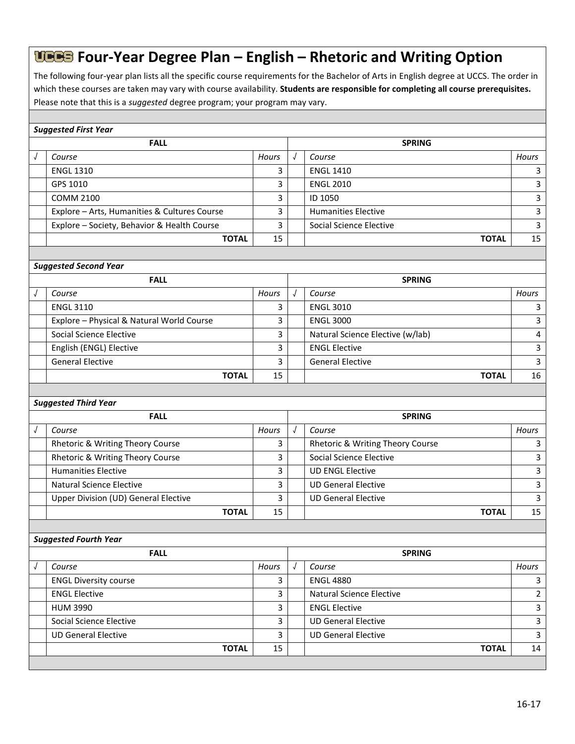# UCCS Four-Year Degree Plan – English – Rhetoric and Writing Option

The following four-year plan lists all the specific course requirements for the Bachelor of Arts in English degree at UCCS. The order in which these courses are taken may vary with course availability. **Students are responsible for completing all course prerequisites.** Please note that this is a *suggested* degree program; your program may vary.

***Suggested First Year***

| FALL | | | SPRING | | |
|---|---|---|---|---|---|
| √ | *Course* | *Hours* | √ | *Course* | *Hours* |
| | ENGL 1310 | 3 | | ENGL 1410 | 3 |
| | GPS 1010 | 3 | | ENGL 2010 | 3 |
| | COMM 2100 | 3 | | ID 1050 | 3 |
| | Explore – Arts, Humanities & Cultures Course | 3 | | Humanities Elective | 3 |
| | Explore – Society, Behavior & Health Course | 3 | | Social Science Elective | 3 |
| | **TOTAL** | 15 | | **TOTAL** | 15 |

***Suggested Second Year***

| FALL | | | SPRING | | |
|---|---|---|---|---|---|
| √ | *Course* | *Hours* | √ | *Course* | *Hours* |
| | ENGL 3110 | 3 | | ENGL 3010 | 3 |
| | Explore – Physical & Natural World Course | 3 | | ENGL 3000 | 3 |
| | Social Science Elective | 3 | | Natural Science Elective (w/lab) | 4 |
| | English (ENGL) Elective | 3 | | ENGL Elective | 3 |
| | General Elective | 3 | | General Elective | 3 |
| | **TOTAL** | 15 | | **TOTAL** | 16 |

***Suggested Third Year***

| FALL | | | SPRING | | |
|---|---|---|---|---|---|
| √ | *Course* | *Hours* | √ | *Course* | *Hours* |
| | Rhetoric & Writing Theory Course | 3 | | Rhetoric & Writing Theory Course | 3 |
| | Rhetoric & Writing Theory Course | 3 | | Social Science Elective | 3 |
| | Humanities Elective | 3 | | UD ENGL Elective | 3 |
| | Natural Science Elective | 3 | | UD General Elective | 3 |
| | Upper Division (UD) General Elective | 3 | | UD General Elective | 3 |
| | **TOTAL** | 15 | | **TOTAL** | 15 |

***Suggested Fourth Year***

| FALL | | | SPRING | | |
|---|---|---|---|---|---|
| √ | *Course* | *Hours* | √ | *Course* | *Hours* |
| | ENGL Diversity course | 3 | | ENGL 4880 | 3 |
| | ENGL Elective | 3 | | Natural Science Elective | 2 |
| | HUM 3990 | 3 | | ENGL Elective | 3 |
| | Social Science Elective | 3 | | UD General Elective | 3 |
| | UD General Elective | 3 | | UD General Elective | 3 |
| | **TOTAL** | 15 | | **TOTAL** | 14 |

16-17